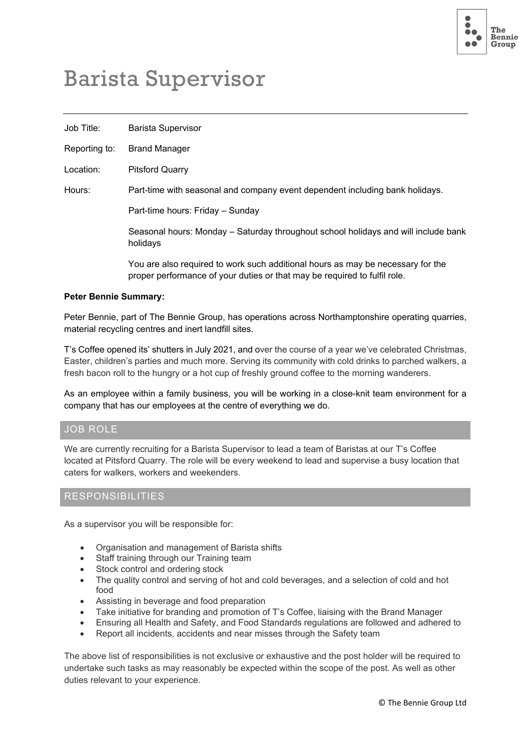# Barista Supervisor

| | |
|---|---|
| Job Title: | Barista Supervisor |
| Reporting to: | Brand Manager |
| Location: | Pitsford Quarry |
| Hours: | Part-time with seasonal and company event dependent including bank holidays. |
| | Part-time hours: Friday – Sunday |
| | Seasonal hours: Monday – Saturday throughout school holidays and will include bank holidays |
| | You are also required to work such additional hours as may be necessary for the proper performance of your duties or that may be required to fulfil role. |

**Peter Bennie Summary:**

Peter Bennie, part of The Bennie Group, has operations across Northamptonshire operating quarries, material recycling centres and inert landfill sites.

T's Coffee opened its' shutters in July 2021, and over the course of a year we've celebrated Christmas, Easter, children's parties and much more. Serving its community with cold drinks to parched walkers, a fresh bacon roll to the hungry or a hot cup of freshly ground coffee to the morning wanderers.

As an employee within a family business, you will be working in a close-knit team environment for a company that has our employees at the centre of everything we do.

## JOB ROLE

We are currently recruiting for a Barista Supervisor to lead a team of Baristas at our T's Coffee located at Pitsford Quarry. The role will be every weekend to lead and supervise a busy location that caters for walkers, workers and weekenders.

## RESPONSIBILITIES

As a supervisor you will be responsible for:

- Organisation and management of Barista shifts
- Staff training through our Training team
- Stock control and ordering stock
- The quality control and serving of hot and cold beverages, and a selection of cold and hot food
- Assisting in beverage and food preparation
- Take initiative for branding and promotion of T's Coffee, liaising with the Brand Manager
- Ensuring all Health and Safety, and Food Standards regulations are followed and adhered to
- Report all incidents, accidents and near misses through the Safety team

The above list of responsibilities is not exclusive or exhaustive and the post holder will be required to undertake such tasks as may reasonably be expected within the scope of the post. As well as other duties relevant to your experience.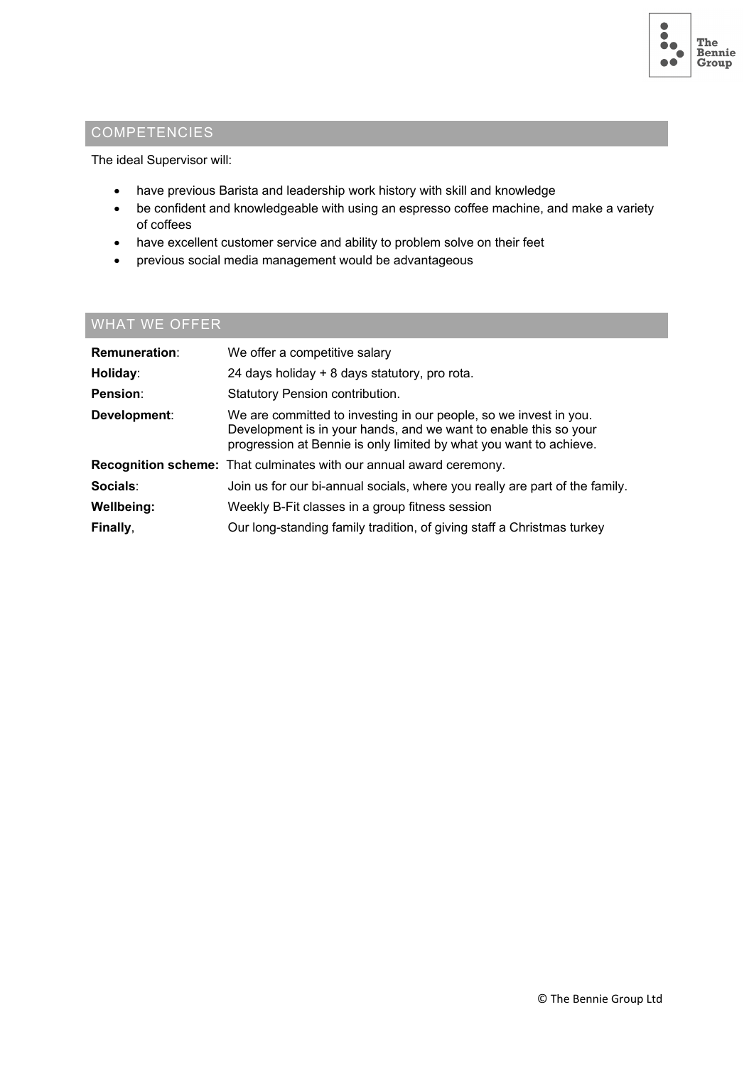## COMPETENCIES

The ideal Supervisor will:

- have previous Barista and leadership work history with skill and knowledge
- be confident and knowledgeable with using an espresso coffee machine, and make a variety of coffees
- have excellent customer service and ability to problem solve on their feet
- previous social media management would be advantageous

## WHAT WE OFFER

| | |
|---|---|
| **Remuneration**: | We offer a competitive salary |
| **Holiday**: | 24 days holiday + 8 days statutory, pro rota. |
| **Pension**: | Statutory Pension contribution. |
| **Development**: | We are committed to investing in our people, so we invest in you. Development is in your hands, and we want to enable this so your progression at Bennie is only limited by what you want to achieve. |
| **Recognition scheme:** | That culminates with our annual award ceremony. |
| **Socials**: | Join us for our bi-annual socials, where you really are part of the family. |
| **Wellbeing:** | Weekly B-Fit classes in a group fitness session |
| **Finally**, | Our long-standing family tradition, of giving staff a Christmas turkey |